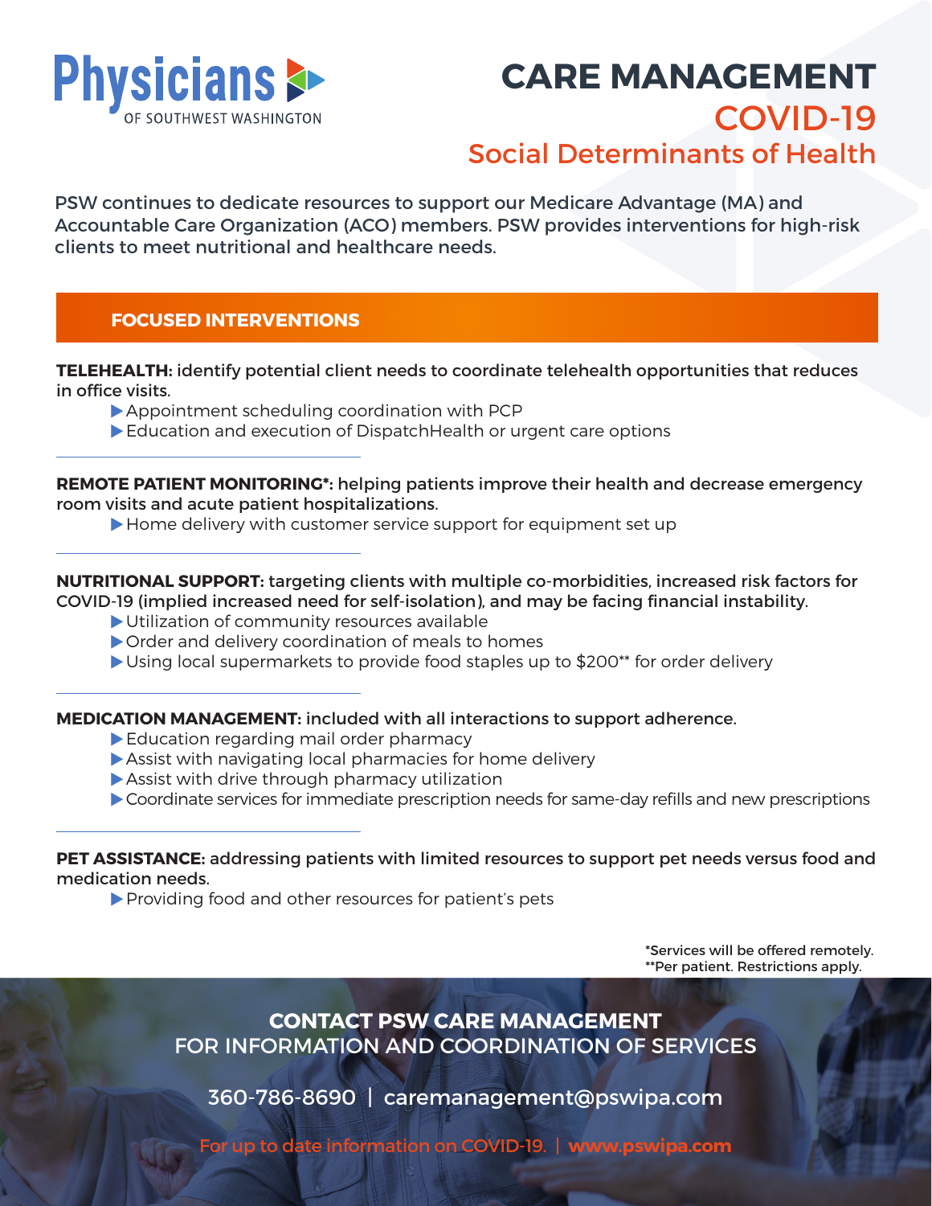Physicians OF SOUTHWEST WASHINGTON

# CARE MANAGEMENT
## COVID-19
## Social Determinants of Health

PSW continues to dedicate resources to support our Medicare Advantage (MA) and Accountable Care Organization (ACO) members. PSW provides interventions for high-risk clients to meet nutritional and healthcare needs.

### FOCUSED INTERVENTIONS

**TELEHEALTH:** identify potential client needs to coordinate telehealth opportunities that reduces in office visits.

- Appointment scheduling coordination with PCP
- Education and execution of DispatchHealth or urgent care options

**REMOTE PATIENT MONITORING*:** helping patients improve their health and decrease emergency room visits and acute patient hospitalizations.

- Home delivery with customer service support for equipment set up

**NUTRITIONAL SUPPORT:** targeting clients with multiple co-morbidities, increased risk factors for COVID-19 (implied increased need for self-isolation), and may be facing financial instability.

- Utilization of community resources available
- Order and delivery coordination of meals to homes
- Using local supermarkets to provide food staples up to $200** for order delivery

**MEDICATION MANAGEMENT:** included with all interactions to support adherence.

- Education regarding mail order pharmacy
- Assist with navigating local pharmacies for home delivery
- Assist with drive through pharmacy utilization
- Coordinate services for immediate prescription needs for same-day refills and new prescriptions

**PET ASSISTANCE:** addressing patients with limited resources to support pet needs versus food and medication needs.

- Providing food and other resources for patient's pets

*Services will be offered remotely.
**Per patient. Restrictions apply.

**CONTACT PSW CARE MANAGEMENT**
FOR INFORMATION AND COORDINATION OF SERVICES

360-786-8690 | caremanagement@pswipa.com

For up to date information on COVID-19. | **www.pswipa.com**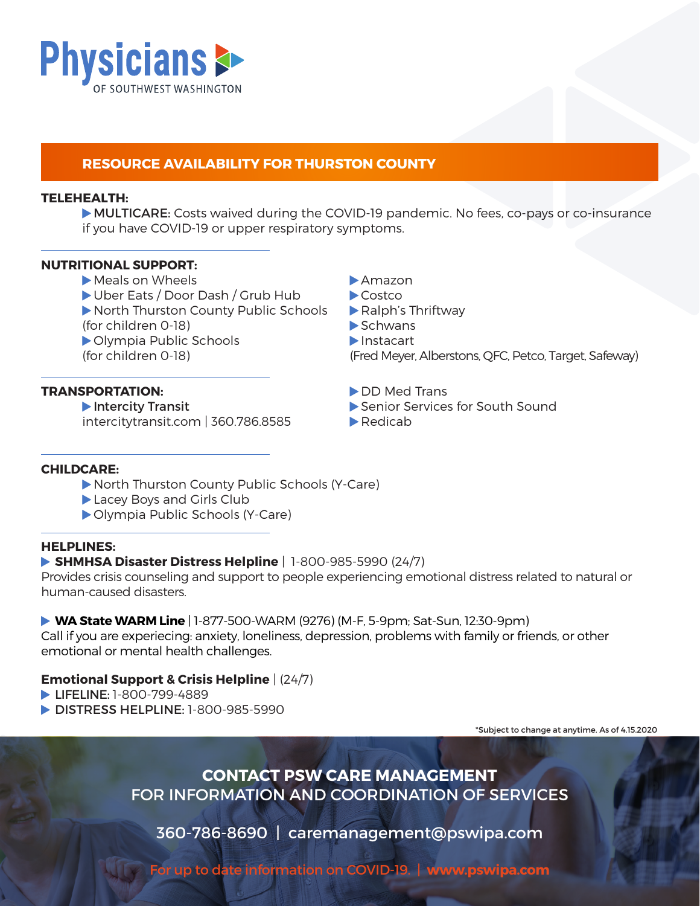# Physicians OF SOUTHWEST WASHINGTON

## RESOURCE AVAILABILITY FOR THURSTON COUNTY

**TELEHEALTH:**

- **MULTICARE:** Costs waived during the COVID-19 pandemic. No fees, co-pays or co-insurance if you have COVID-19 or upper respiratory symptoms.

**NUTRITIONAL SUPPORT:**

- Meals on Wheels
- Uber Eats / Door Dash / Grub Hub
- North Thurston County Public Schools (for children 0-18)
- Olympia Public Schools (for children 0-18)
- Amazon
- Costco
- Ralph's Thriftway
- Schwans
- Instacart (Fred Meyer, Alberstons, QFC, Petco, Target, Safeway)

**TRANSPORTATION:**

- Intercity Transit
  intercitytransit.com | 360.786.8585
- DD Med Trans
- Senior Services for South Sound
- Redicab

**CHILDCARE:**

- North Thurston County Public Schools (Y-Care)
- Lacey Boys and Girls Club
- Olympia Public Schools (Y-Care)

**HELPLINES:**

- **SHMHSA Disaster Distress Helpline** | 1-800-985-5990 (24/7)

Provides crisis counseling and support to people experiencing emotional distress related to natural or human-caused disasters.

- **WA State WARM Line** | 1-877-500-WARM (9276) (M-F, 5-9pm; Sat-Sun, 12:30-9pm)

Call if you are experiecing: anxiety, loneliness, depression, problems with family or friends, or other emotional or mental health challenges.

**Emotional Support & Crisis Helpline** | (24/7)

- LIFELINE: 1-800-799-4889
- DISTRESS HELPLINE: 1-800-985-5990

*Subject to change at anytime. As of 4.15.2020

**CONTACT PSW CARE MANAGEMENT**
FOR INFORMATION AND COORDINATION OF SERVICES

360-786-8690 | caremanagement@pswipa.com

For up to date information on COVID-19. | **www.pswipa.com**